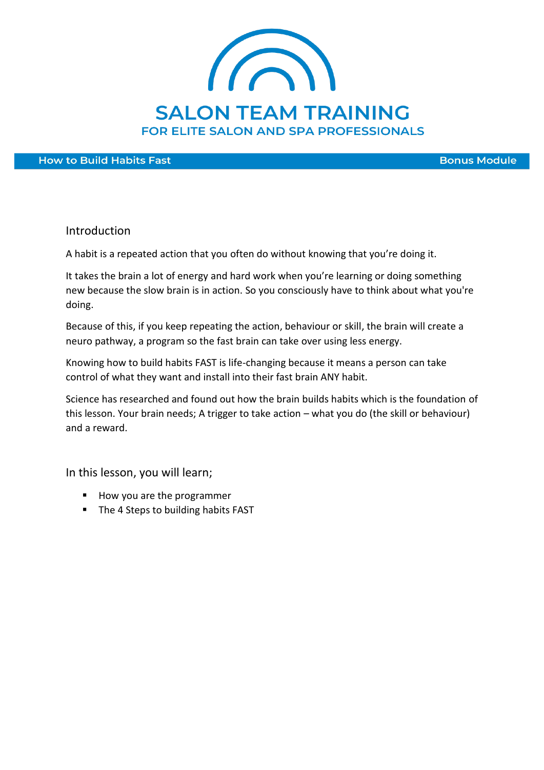# SALON TEAM TRAINING

## FOR ELITE SALON AND SPA PROFESSIONALS

**How to Build Habits Fast** — **Bonus Module**

## Introduction

A habit is a repeated action that you often do without knowing that you're doing it.

It takes the brain a lot of energy and hard work when you're learning or doing something new because the slow brain is in action. So you consciously have to think about what you're doing.

Because of this, if you keep repeating the action, behaviour or skill, the brain will create a neuro pathway, a program so the fast brain can take over using less energy.

Knowing how to build habits FAST is life-changing because it means a person can take control of what they want and install into their fast brain ANY habit.

Science has researched and found out how the brain builds habits which is the foundation of this lesson. Your brain needs; A trigger to take action – what you do (the skill or behaviour) and a reward.

## In this lesson, you will learn;

- How you are the programmer
- The 4 Steps to building habits FAST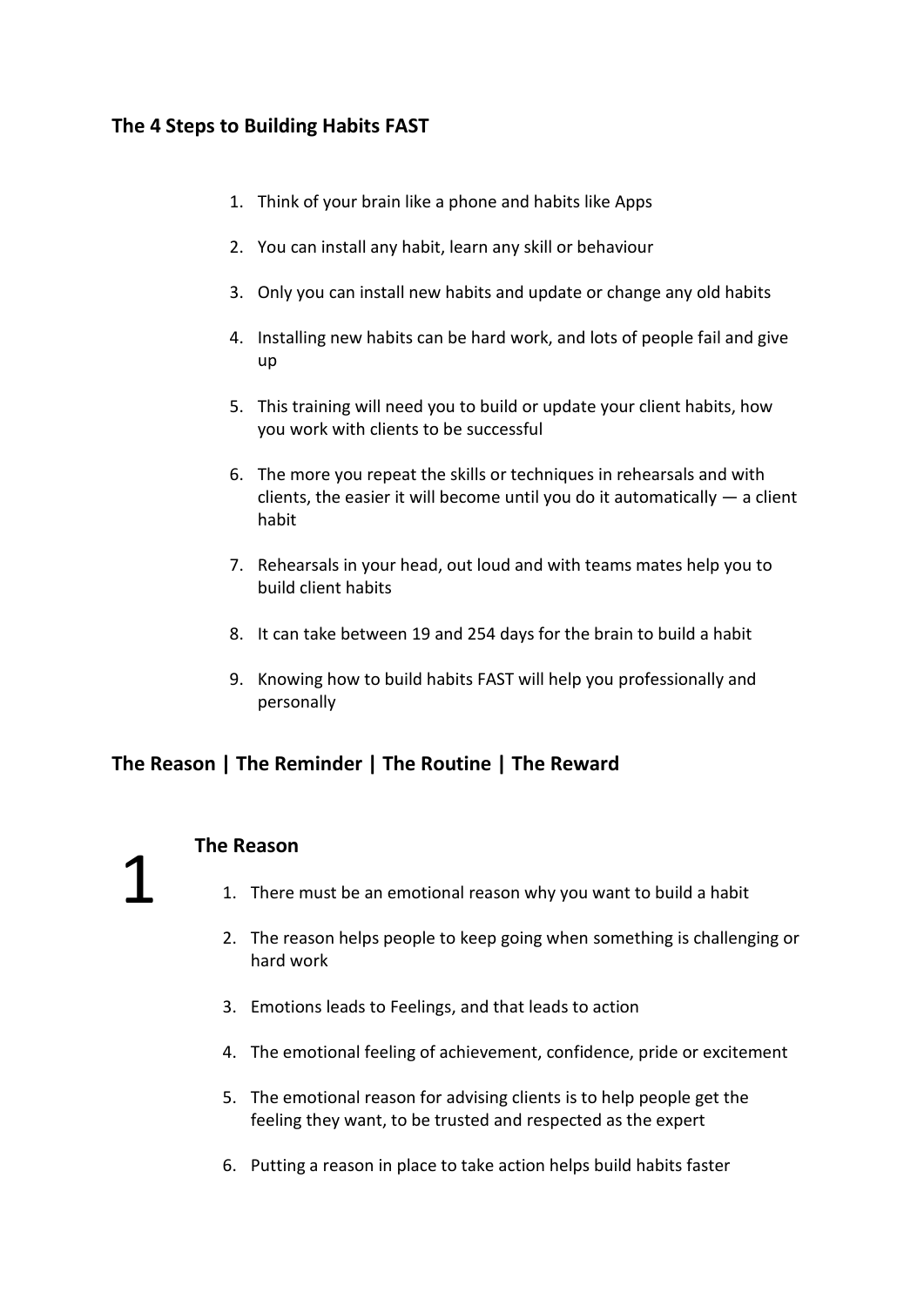## The 4 Steps to Building Habits FAST

1. Think of your brain like a phone and habits like Apps
2. You can install any habit, learn any skill or behaviour
3. Only you can install new habits and update or change any old habits
4. Installing new habits can be hard work, and lots of people fail and give up
5. This training will need you to build or update your client habits, how you work with clients to be successful
6. The more you repeat the skills or techniques in rehearsals and with clients, the easier it will become until you do it automatically — a client habit
7. Rehearsals in your head, out loud and with teams mates help you to build client habits
8. It can take between 19 and 254 days for the brain to build a habit
9. Knowing how to build habits FAST will help you professionally and personally

## The Reason | The Reminder | The Routine | The Reward

1

### The Reason

1. There must be an emotional reason why you want to build a habit
2. The reason helps people to keep going when something is challenging or hard work
3. Emotions leads to Feelings, and that leads to action
4. The emotional feeling of achievement, confidence, pride or excitement
5. The emotional reason for advising clients is to help people get the feeling they want, to be trusted and respected as the expert
6. Putting a reason in place to take action helps build habits faster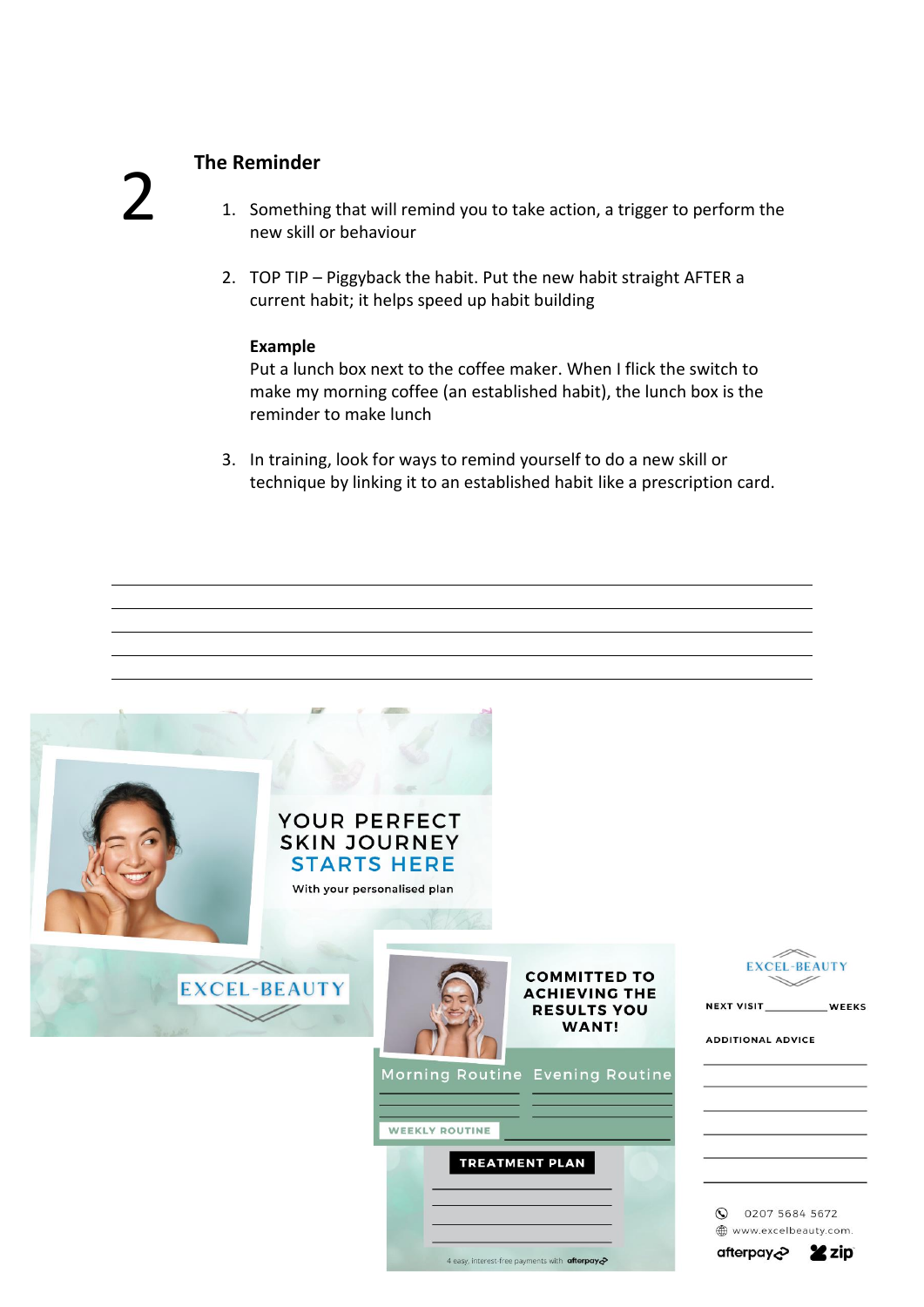2

## The Reminder

1. Something that will remind you to take action, a trigger to perform the new skill or behaviour

2. TOP TIP – Piggyback the habit. Put the new habit straight AFTER a current habit; it helps speed up habit building

   **Example**
   Put a lunch box next to the coffee maker. When I flick the switch to make my morning coffee (an established habit), the lunch box is the reminder to make lunch

3. In training, look for ways to remind yourself to do a new skill or technique by linking it to an established habit like a prescription card.

______________________________________________________________________

______________________________________________________________________

______________________________________________________________________

______________________________________________________________________

______________________________________________________________________

YOUR PERFECT SKIN JOURNEY STARTS HERE

With your personalised plan

EXCEL-BEAUTY

COMMITTED TO ACHIEVING THE RESULTS YOU WANT!

Morning Routine | Evening Routine

WEEKLY ROUTINE

TREATMENT PLAN

4 easy, interest-free payments with afterpay

EXCEL-BEAUTY

NEXT VISIT ________ WEEKS

ADDITIONAL ADVICE

0207 5684 5672

www.excelbeauty.com.

afterpay zip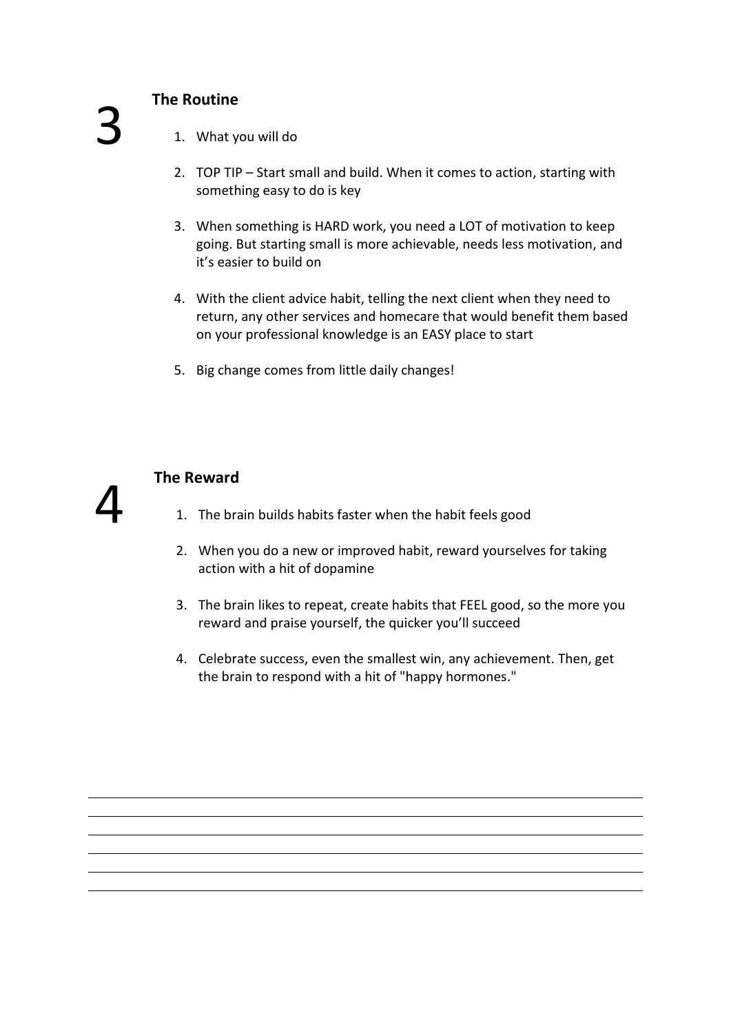## 3 The Routine

1. What you will do
2. TOP TIP – Start small and build. When it comes to action, starting with something easy to do is key
3. When something is HARD work, you need a LOT of motivation to keep going. But starting small is more achievable, needs less motivation, and it's easier to build on
4. With the client advice habit, telling the next client when they need to return, any other services and homecare that would benefit them based on your professional knowledge is an EASY place to start
5. Big change comes from little daily changes!

## 4 The Reward

1. The brain builds habits faster when the habit feels good
2. When you do a new or improved habit, reward yourselves for taking action with a hit of dopamine
3. The brain likes to repeat, create habits that FEEL good, so the more you reward and praise yourself, the quicker you'll succeed
4. Celebrate success, even the smallest win, any achievement. Then, get the brain to respond with a hit of "happy hormones."

______________________________________________

______________________________________________

______________________________________________

______________________________________________

______________________________________________

______________________________________________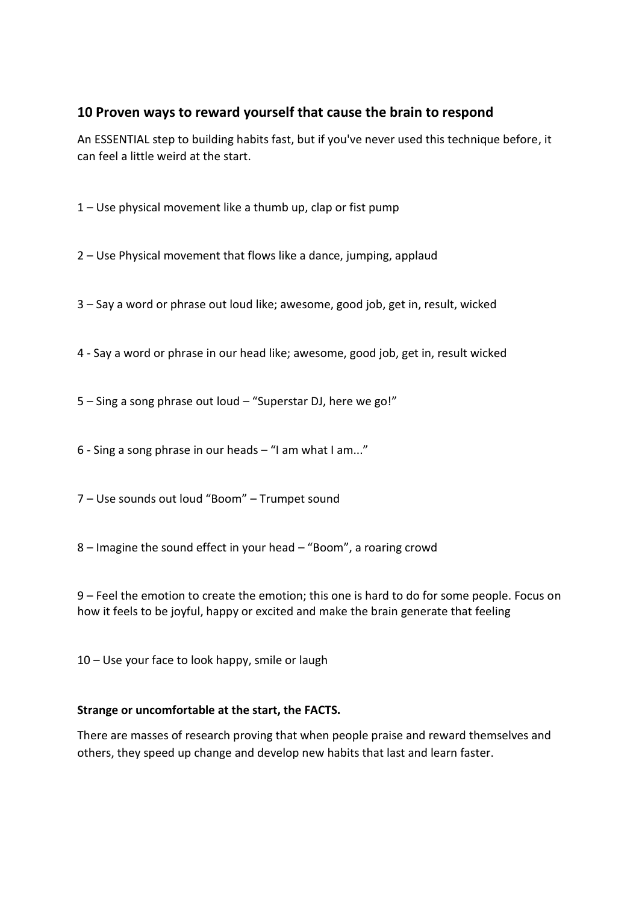## 10 Proven ways to reward yourself that cause the brain to respond

An ESSENTIAL step to building habits fast, but if you've never used this technique before, it can feel a little weird at the start.

1 – Use physical movement like a thumb up, clap or fist pump

2 – Use Physical movement that flows like a dance, jumping, applaud

3 – Say a word or phrase out loud like; awesome, good job, get in, result, wicked

4 - Say a word or phrase in our head like; awesome, good job, get in, result wicked

5 – Sing a song phrase out loud – "Superstar DJ, here we go!"

6 - Sing a song phrase in our heads – "I am what I am..."

7 – Use sounds out loud "Boom" – Trumpet sound

8 – Imagine the sound effect in your head – "Boom", a roaring crowd

9 – Feel the emotion to create the emotion; this one is hard to do for some people. Focus on how it feels to be joyful, happy or excited and make the brain generate that feeling

10 – Use your face to look happy, smile or laugh

**Strange or uncomfortable at the start, the FACTS.**

There are masses of research proving that when people praise and reward themselves and others, they speed up change and develop new habits that last and learn faster.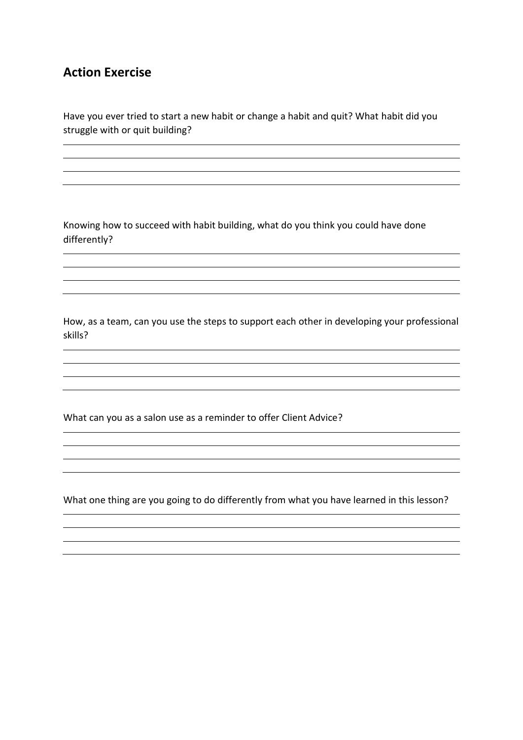## Action Exercise

Have you ever tried to start a new habit or change a habit and quit? What habit did you struggle with or quit building?

Knowing how to succeed with habit building, what do you think you could have done differently?

How, as a team, can you use the steps to support each other in developing your professional skills?

What can you as a salon use as a reminder to offer Client Advice?

What one thing are you going to do differently from what you have learned in this lesson?